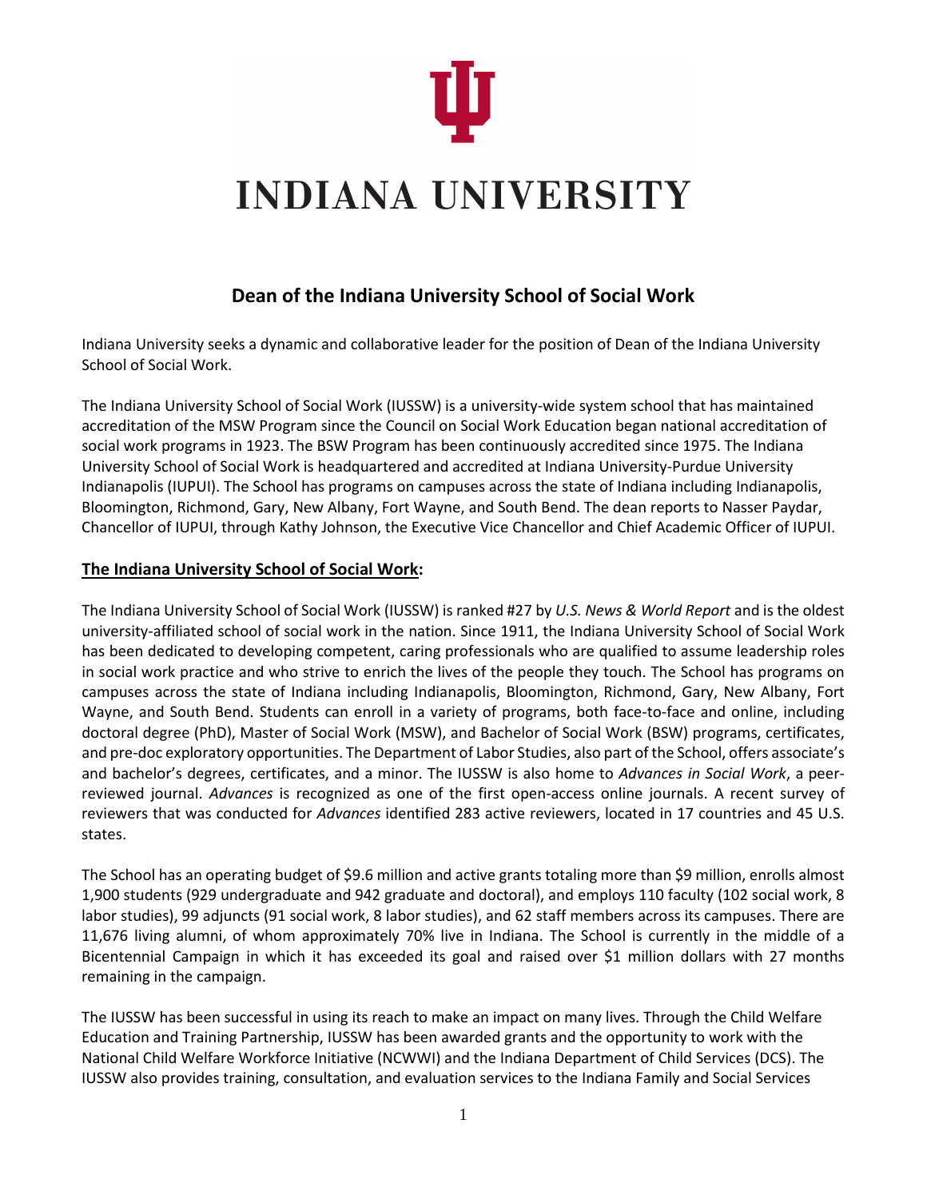# INDIANA UNIVERSITY

## Dean of the Indiana University School of Social Work

Indiana University seeks a dynamic and collaborative leader for the position of Dean of the Indiana University School of Social Work.

The Indiana University School of Social Work (IUSSW) is a university-wide system school that has maintained accreditation of the MSW Program since the Council on Social Work Education began national accreditation of social work programs in 1923. The BSW Program has been continuously accredited since 1975. The Indiana University School of Social Work is headquartered and accredited at Indiana University-Purdue University Indianapolis (IUPUI). The School has programs on campuses across the state of Indiana including Indianapolis, Bloomington, Richmond, Gary, New Albany, Fort Wayne, and South Bend. The dean reports to Nasser Paydar, Chancellor of IUPUI, through Kathy Johnson, the Executive Vice Chancellor and Chief Academic Officer of IUPUI.

### **The Indiana University School of Social Work:**

The Indiana University School of Social Work (IUSSW) is ranked #27 by *U.S. News & World Report* and is the oldest university-affiliated school of social work in the nation. Since 1911, the Indiana University School of Social Work has been dedicated to developing competent, caring professionals who are qualified to assume leadership roles in social work practice and who strive to enrich the lives of the people they touch. The School has programs on campuses across the state of Indiana including Indianapolis, Bloomington, Richmond, Gary, New Albany, Fort Wayne, and South Bend. Students can enroll in a variety of programs, both face-to-face and online, including doctoral degree (PhD), Master of Social Work (MSW), and Bachelor of Social Work (BSW) programs, certificates, and pre-doc exploratory opportunities. The Department of Labor Studies, also part of the School, offers associate's and bachelor's degrees, certificates, and a minor. The IUSSW is also home to *Advances in Social Work*, a peer-reviewed journal. *Advances* is recognized as one of the first open-access online journals. A recent survey of reviewers that was conducted for *Advances* identified 283 active reviewers, located in 17 countries and 45 U.S. states.

The School has an operating budget of $9.6 million and active grants totaling more than $9 million, enrolls almost 1,900 students (929 undergraduate and 942 graduate and doctoral), and employs 110 faculty (102 social work, 8 labor studies), 99 adjuncts (91 social work, 8 labor studies), and 62 staff members across its campuses. There are 11,676 living alumni, of whom approximately 70% live in Indiana. The School is currently in the middle of a Bicentennial Campaign in which it has exceeded its goal and raised over $1 million dollars with 27 months remaining in the campaign.

The IUSSW has been successful in using its reach to make an impact on many lives. Through the Child Welfare Education and Training Partnership, IUSSW has been awarded grants and the opportunity to work with the National Child Welfare Workforce Initiative (NCWWI) and the Indiana Department of Child Services (DCS). The IUSSW also provides training, consultation, and evaluation services to the Indiana Family and Social Services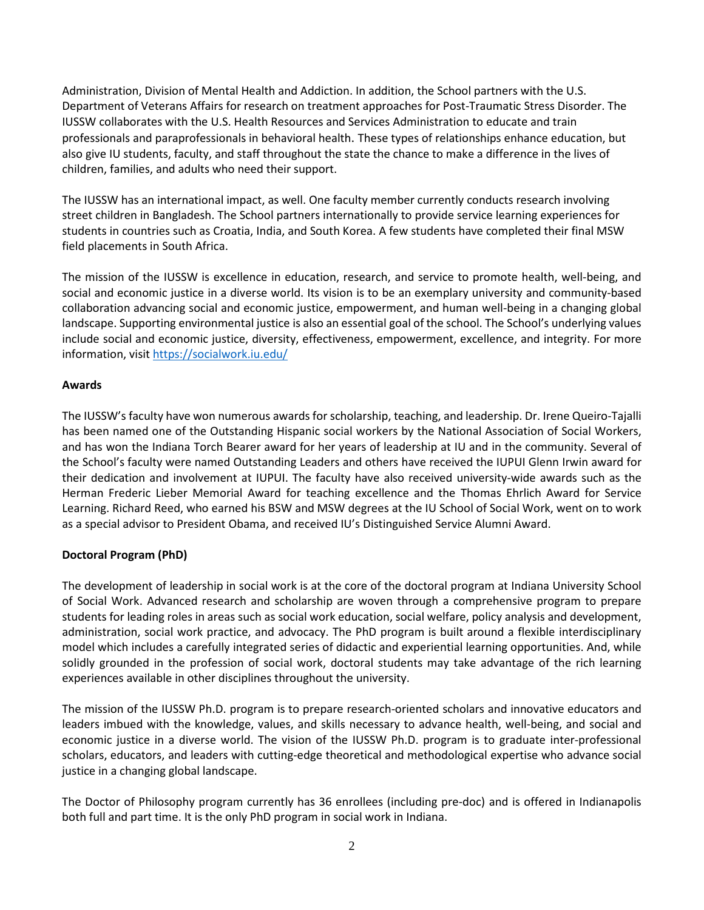Administration, Division of Mental Health and Addiction. In addition, the School partners with the U.S. Department of Veterans Affairs for research on treatment approaches for Post-Traumatic Stress Disorder. The IUSSW collaborates with the U.S. Health Resources and Services Administration to educate and train professionals and paraprofessionals in behavioral health. These types of relationships enhance education, but also give IU students, faculty, and staff throughout the state the chance to make a difference in the lives of children, families, and adults who need their support.

The IUSSW has an international impact, as well. One faculty member currently conducts research involving street children in Bangladesh. The School partners internationally to provide service learning experiences for students in countries such as Croatia, India, and South Korea. A few students have completed their final MSW field placements in South Africa.

The mission of the IUSSW is excellence in education, research, and service to promote health, well-being, and social and economic justice in a diverse world. Its vision is to be an exemplary university and community-based collaboration advancing social and economic justice, empowerment, and human well-being in a changing global landscape. Supporting environmental justice is also an essential goal of the school. The School's underlying values include social and economic justice, diversity, effectiveness, empowerment, excellence, and integrity. For more information, visit https://socialwork.iu.edu/

**Awards**

The IUSSW's faculty have won numerous awards for scholarship, teaching, and leadership. Dr. Irene Queiro-Tajalli has been named one of the Outstanding Hispanic social workers by the National Association of Social Workers, and has won the Indiana Torch Bearer award for her years of leadership at IU and in the community. Several of the School's faculty were named Outstanding Leaders and others have received the IUPUI Glenn Irwin award for their dedication and involvement at IUPUI. The faculty have also received university-wide awards such as the Herman Frederic Lieber Memorial Award for teaching excellence and the Thomas Ehrlich Award for Service Learning. Richard Reed, who earned his BSW and MSW degrees at the IU School of Social Work, went on to work as a special advisor to President Obama, and received IU's Distinguished Service Alumni Award.

**Doctoral Program (PhD)**

The development of leadership in social work is at the core of the doctoral program at Indiana University School of Social Work. Advanced research and scholarship are woven through a comprehensive program to prepare students for leading roles in areas such as social work education, social welfare, policy analysis and development, administration, social work practice, and advocacy. The PhD program is built around a flexible interdisciplinary model which includes a carefully integrated series of didactic and experiential learning opportunities. And, while solidly grounded in the profession of social work, doctoral students may take advantage of the rich learning experiences available in other disciplines throughout the university.

The mission of the IUSSW Ph.D. program is to prepare research-oriented scholars and innovative educators and leaders imbued with the knowledge, values, and skills necessary to advance health, well-being, and social and economic justice in a diverse world. The vision of the IUSSW Ph.D. program is to graduate inter-professional scholars, educators, and leaders with cutting-edge theoretical and methodological expertise who advance social justice in a changing global landscape.

The Doctor of Philosophy program currently has 36 enrollees (including pre-doc) and is offered in Indianapolis both full and part time. It is the only PhD program in social work in Indiana.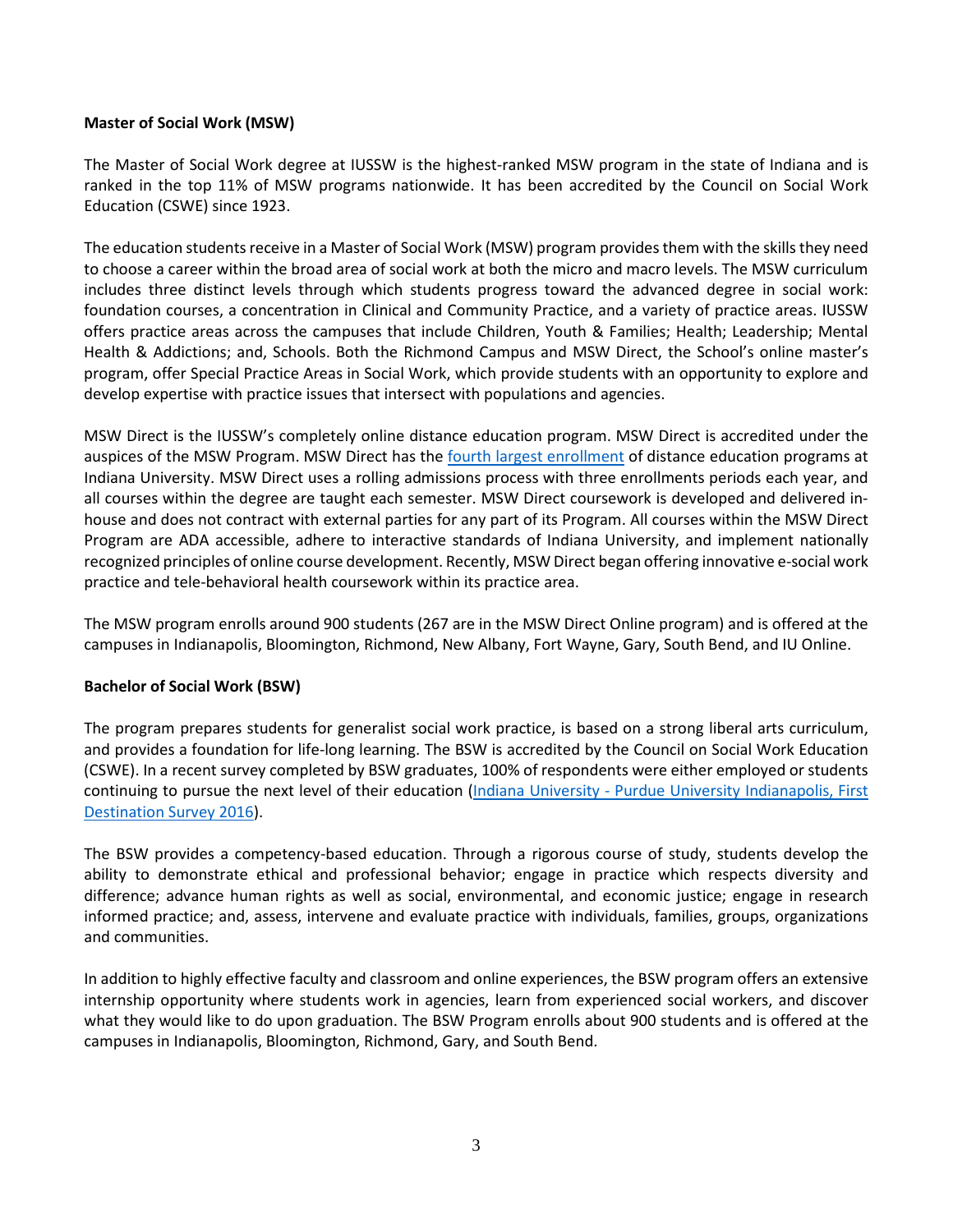**Master of Social Work (MSW)**

The Master of Social Work degree at IUSSW is the highest-ranked MSW program in the state of Indiana and is ranked in the top 11% of MSW programs nationwide. It has been accredited by the Council on Social Work Education (CSWE) since 1923.

The education students receive in a Master of Social Work (MSW) program provides them with the skills they need to choose a career within the broad area of social work at both the micro and macro levels. The MSW curriculum includes three distinct levels through which students progress toward the advanced degree in social work: foundation courses, a concentration in Clinical and Community Practice, and a variety of practice areas. IUSSW offers practice areas across the campuses that include Children, Youth & Families; Health; Leadership; Mental Health & Addictions; and, Schools. Both the Richmond Campus and MSW Direct, the School's online master's program, offer Special Practice Areas in Social Work, which provide students with an opportunity to explore and develop expertise with practice issues that intersect with populations and agencies.

MSW Direct is the IUSSW's completely online distance education program. MSW Direct is accredited under the auspices of the MSW Program. MSW Direct has the fourth largest enrollment of distance education programs at Indiana University. MSW Direct uses a rolling admissions process with three enrollments periods each year, and all courses within the degree are taught each semester. MSW Direct coursework is developed and delivered in-house and does not contract with external parties for any part of its Program. All courses within the MSW Direct Program are ADA accessible, adhere to interactive standards of Indiana University, and implement nationally recognized principles of online course development. Recently, MSW Direct began offering innovative e-social work practice and tele-behavioral health coursework within its practice area.

The MSW program enrolls around 900 students (267 are in the MSW Direct Online program) and is offered at the campuses in Indianapolis, Bloomington, Richmond, New Albany, Fort Wayne, Gary, South Bend, and IU Online.

**Bachelor of Social Work (BSW)**

The program prepares students for generalist social work practice, is based on a strong liberal arts curriculum, and provides a foundation for life-long learning. The BSW is accredited by the Council on Social Work Education (CSWE). In a recent survey completed by BSW graduates, 100% of respondents were either employed or students continuing to pursue the next level of their education (Indiana University - Purdue University Indianapolis, First Destination Survey 2016).

The BSW provides a competency-based education. Through a rigorous course of study, students develop the ability to demonstrate ethical and professional behavior; engage in practice which respects diversity and difference; advance human rights as well as social, environmental, and economic justice; engage in research informed practice; and, assess, intervene and evaluate practice with individuals, families, groups, organizations and communities.

In addition to highly effective faculty and classroom and online experiences, the BSW program offers an extensive internship opportunity where students work in agencies, learn from experienced social workers, and discover what they would like to do upon graduation. The BSW Program enrolls about 900 students and is offered at the campuses in Indianapolis, Bloomington, Richmond, Gary, and South Bend.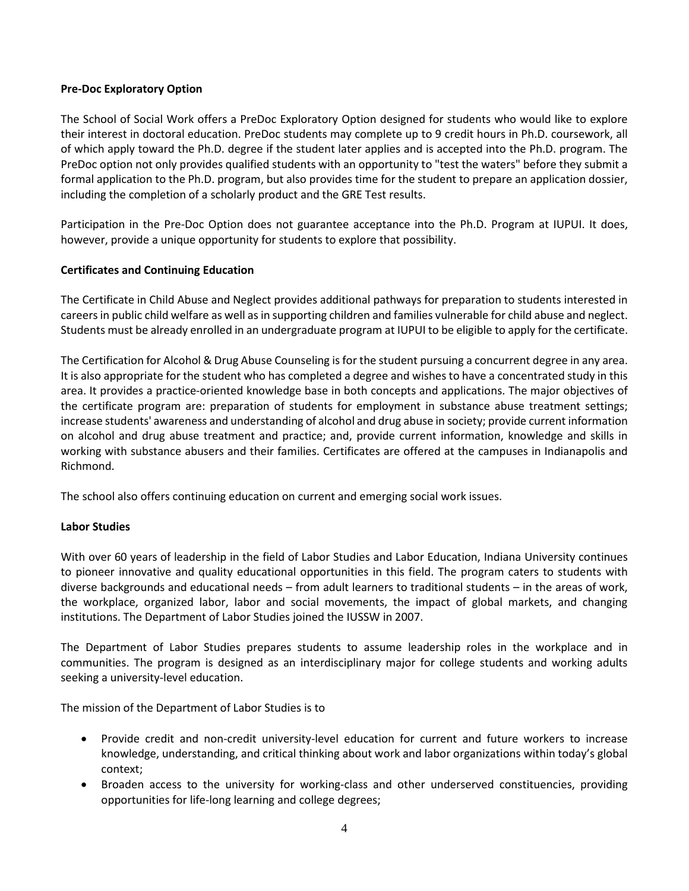**Pre-Doc Exploratory Option**

The School of Social Work offers a PreDoc Exploratory Option designed for students who would like to explore their interest in doctoral education. PreDoc students may complete up to 9 credit hours in Ph.D. coursework, all of which apply toward the Ph.D. degree if the student later applies and is accepted into the Ph.D. program. The PreDoc option not only provides qualified students with an opportunity to "test the waters" before they submit a formal application to the Ph.D. program, but also provides time for the student to prepare an application dossier, including the completion of a scholarly product and the GRE Test results.

Participation in the Pre-Doc Option does not guarantee acceptance into the Ph.D. Program at IUPUI. It does, however, provide a unique opportunity for students to explore that possibility.

**Certificates and Continuing Education**

The Certificate in Child Abuse and Neglect provides additional pathways for preparation to students interested in careers in public child welfare as well as in supporting children and families vulnerable for child abuse and neglect. Students must be already enrolled in an undergraduate program at IUPUI to be eligible to apply for the certificate.

The Certification for Alcohol & Drug Abuse Counseling is for the student pursuing a concurrent degree in any area. It is also appropriate for the student who has completed a degree and wishes to have a concentrated study in this area. It provides a practice-oriented knowledge base in both concepts and applications. The major objectives of the certificate program are: preparation of students for employment in substance abuse treatment settings; increase students' awareness and understanding of alcohol and drug abuse in society; provide current information on alcohol and drug abuse treatment and practice; and, provide current information, knowledge and skills in working with substance abusers and their families. Certificates are offered at the campuses in Indianapolis and Richmond.

The school also offers continuing education on current and emerging social work issues.

**Labor Studies**

With over 60 years of leadership in the field of Labor Studies and Labor Education, Indiana University continues to pioneer innovative and quality educational opportunities in this field. The program caters to students with diverse backgrounds and educational needs – from adult learners to traditional students – in the areas of work, the workplace, organized labor, labor and social movements, the impact of global markets, and changing institutions. The Department of Labor Studies joined the IUSSW in 2007.

The Department of Labor Studies prepares students to assume leadership roles in the workplace and in communities. The program is designed as an interdisciplinary major for college students and working adults seeking a university-level education.

The mission of the Department of Labor Studies is to

- Provide credit and non-credit university-level education for current and future workers to increase knowledge, understanding, and critical thinking about work and labor organizations within today's global context;
- Broaden access to the university for working-class and other underserved constituencies, providing opportunities for life-long learning and college degrees;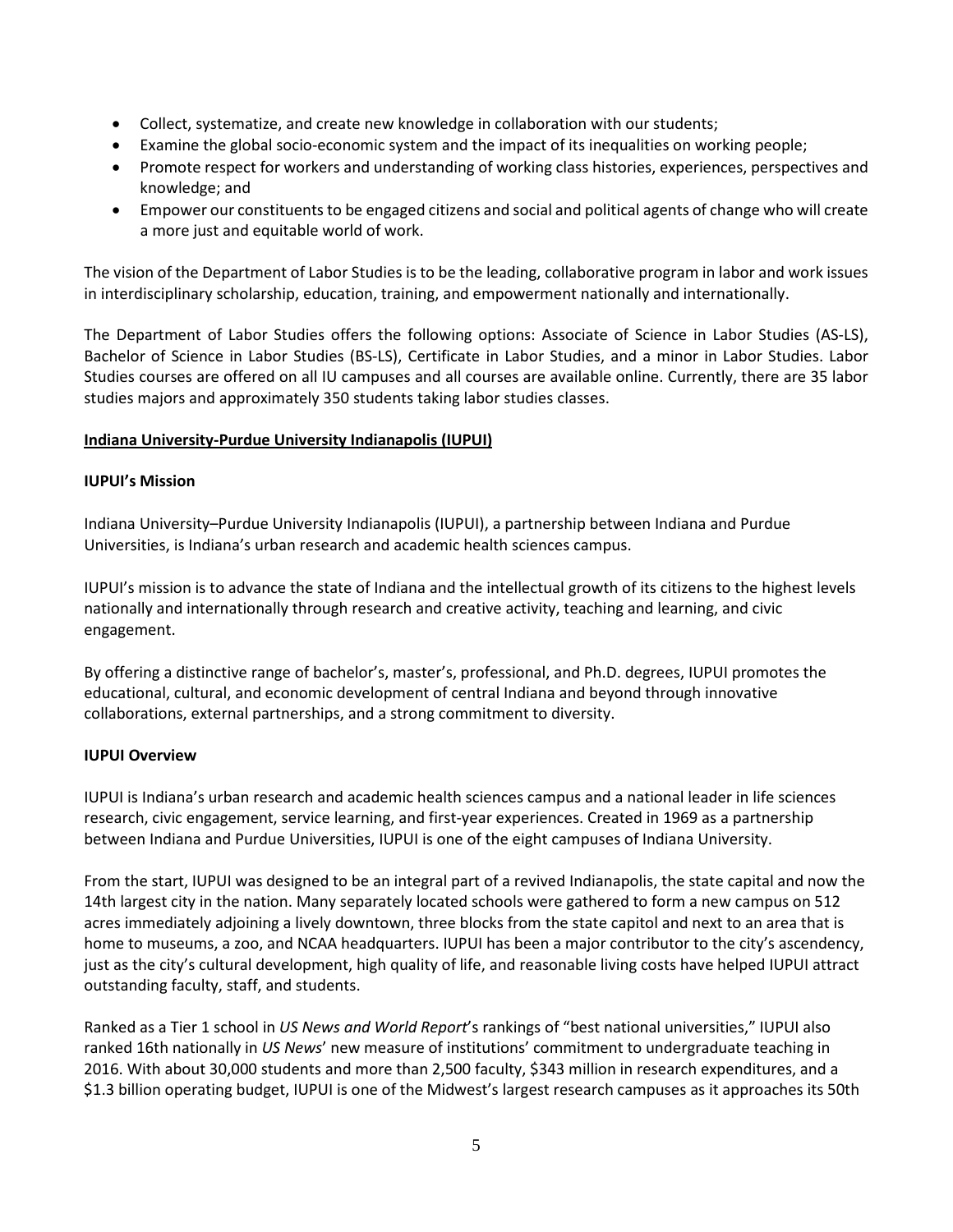- Collect, systematize, and create new knowledge in collaboration with our students;
- Examine the global socio-economic system and the impact of its inequalities on working people;
- Promote respect for workers and understanding of working class histories, experiences, perspectives and knowledge; and
- Empower our constituents to be engaged citizens and social and political agents of change who will create a more just and equitable world of work.

The vision of the Department of Labor Studies is to be the leading, collaborative program in labor and work issues in interdisciplinary scholarship, education, training, and empowerment nationally and internationally.

The Department of Labor Studies offers the following options: Associate of Science in Labor Studies (AS-LS), Bachelor of Science in Labor Studies (BS-LS), Certificate in Labor Studies, and a minor in Labor Studies. Labor Studies courses are offered on all IU campuses and all courses are available online. Currently, there are 35 labor studies majors and approximately 350 students taking labor studies classes.

## Indiana University-Purdue University Indianapolis (IUPUI)

### IUPUI's Mission

Indiana University–Purdue University Indianapolis (IUPUI), a partnership between Indiana and Purdue Universities, is Indiana's urban research and academic health sciences campus.

IUPUI's mission is to advance the state of Indiana and the intellectual growth of its citizens to the highest levels nationally and internationally through research and creative activity, teaching and learning, and civic engagement.

By offering a distinctive range of bachelor's, master's, professional, and Ph.D. degrees, IUPUI promotes the educational, cultural, and economic development of central Indiana and beyond through innovative collaborations, external partnerships, and a strong commitment to diversity.

### IUPUI Overview

IUPUI is Indiana's urban research and academic health sciences campus and a national leader in life sciences research, civic engagement, service learning, and first-year experiences. Created in 1969 as a partnership between Indiana and Purdue Universities, IUPUI is one of the eight campuses of Indiana University.

From the start, IUPUI was designed to be an integral part of a revived Indianapolis, the state capital and now the 14th largest city in the nation. Many separately located schools were gathered to form a new campus on 512 acres immediately adjoining a lively downtown, three blocks from the state capitol and next to an area that is home to museums, a zoo, and NCAA headquarters. IUPUI has been a major contributor to the city's ascendency, just as the city's cultural development, high quality of life, and reasonable living costs have helped IUPUI attract outstanding faculty, staff, and students.

Ranked as a Tier 1 school in *US News and World Report*'s rankings of "best national universities," IUPUI also ranked 16th nationally in *US News*' new measure of institutions' commitment to undergraduate teaching in 2016. With about 30,000 students and more than 2,500 faculty, $343 million in research expenditures, and a $1.3 billion operating budget, IUPUI is one of the Midwest's largest research campuses as it approaches its 50th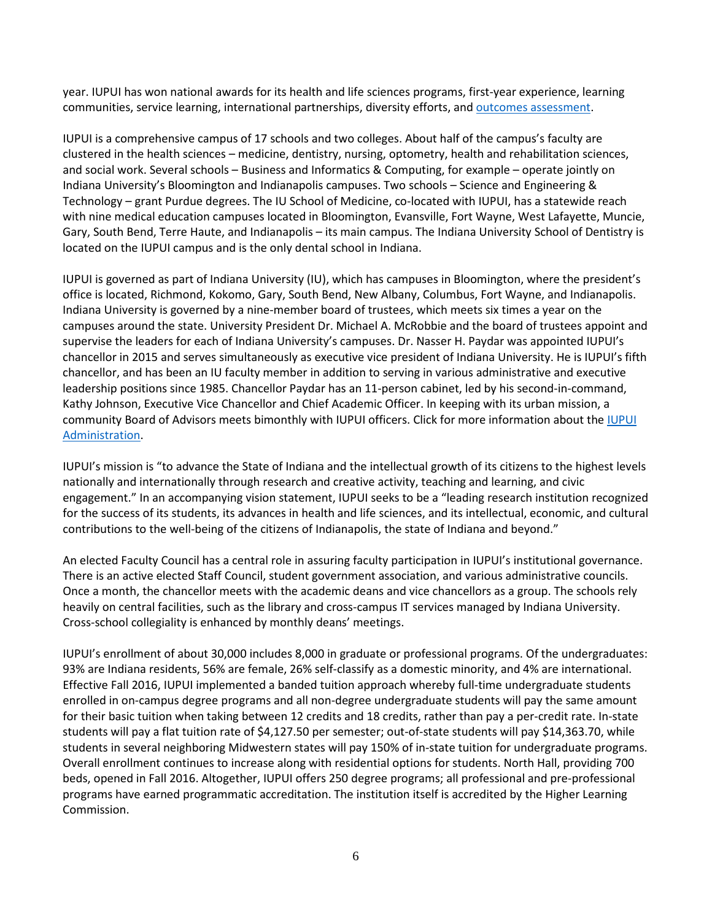year. IUPUI has won national awards for its health and life sciences programs, first-year experience, learning communities, service learning, international partnerships, diversity efforts, and outcomes assessment.

IUPUI is a comprehensive campus of 17 schools and two colleges. About half of the campus's faculty are clustered in the health sciences – medicine, dentistry, nursing, optometry, health and rehabilitation sciences, and social work. Several schools – Business and Informatics & Computing, for example – operate jointly on Indiana University's Bloomington and Indianapolis campuses. Two schools – Science and Engineering & Technology – grant Purdue degrees. The IU School of Medicine, co-located with IUPUI, has a statewide reach with nine medical education campuses located in Bloomington, Evansville, Fort Wayne, West Lafayette, Muncie, Gary, South Bend, Terre Haute, and Indianapolis – its main campus. The Indiana University School of Dentistry is located on the IUPUI campus and is the only dental school in Indiana.

IUPUI is governed as part of Indiana University (IU), which has campuses in Bloomington, where the president's office is located, Richmond, Kokomo, Gary, South Bend, New Albany, Columbus, Fort Wayne, and Indianapolis. Indiana University is governed by a nine-member board of trustees, which meets six times a year on the campuses around the state. University President Dr. Michael A. McRobbie and the board of trustees appoint and supervise the leaders for each of Indiana University's campuses. Dr. Nasser H. Paydar was appointed IUPUI's chancellor in 2015 and serves simultaneously as executive vice president of Indiana University. He is IUPUI's fifth chancellor, and has been an IU faculty member in addition to serving in various administrative and executive leadership positions since 1985. Chancellor Paydar has an 11-person cabinet, led by his second-in-command, Kathy Johnson, Executive Vice Chancellor and Chief Academic Officer. In keeping with its urban mission, a community Board of Advisors meets bimonthly with IUPUI officers. Click for more information about the IUPUI Administration.

IUPUI's mission is "to advance the State of Indiana and the intellectual growth of its citizens to the highest levels nationally and internationally through research and creative activity, teaching and learning, and civic engagement." In an accompanying vision statement, IUPUI seeks to be a "leading research institution recognized for the success of its students, its advances in health and life sciences, and its intellectual, economic, and cultural contributions to the well-being of the citizens of Indianapolis, the state of Indiana and beyond."

An elected Faculty Council has a central role in assuring faculty participation in IUPUI's institutional governance. There is an active elected Staff Council, student government association, and various administrative councils. Once a month, the chancellor meets with the academic deans and vice chancellors as a group. The schools rely heavily on central facilities, such as the library and cross-campus IT services managed by Indiana University. Cross-school collegiality is enhanced by monthly deans' meetings.

IUPUI's enrollment of about 30,000 includes 8,000 in graduate or professional programs. Of the undergraduates: 93% are Indiana residents, 56% are female, 26% self-classify as a domestic minority, and 4% are international. Effective Fall 2016, IUPUI implemented a banded tuition approach whereby full-time undergraduate students enrolled in on-campus degree programs and all non-degree undergraduate students will pay the same amount for their basic tuition when taking between 12 credits and 18 credits, rather than pay a per-credit rate. In-state students will pay a flat tuition rate of $4,127.50 per semester; out-of-state students will pay $14,363.70, while students in several neighboring Midwestern states will pay 150% of in-state tuition for undergraduate programs. Overall enrollment continues to increase along with residential options for students. North Hall, providing 700 beds, opened in Fall 2016. Altogether, IUPUI offers 250 degree programs; all professional and pre-professional programs have earned programmatic accreditation. The institution itself is accredited by the Higher Learning Commission.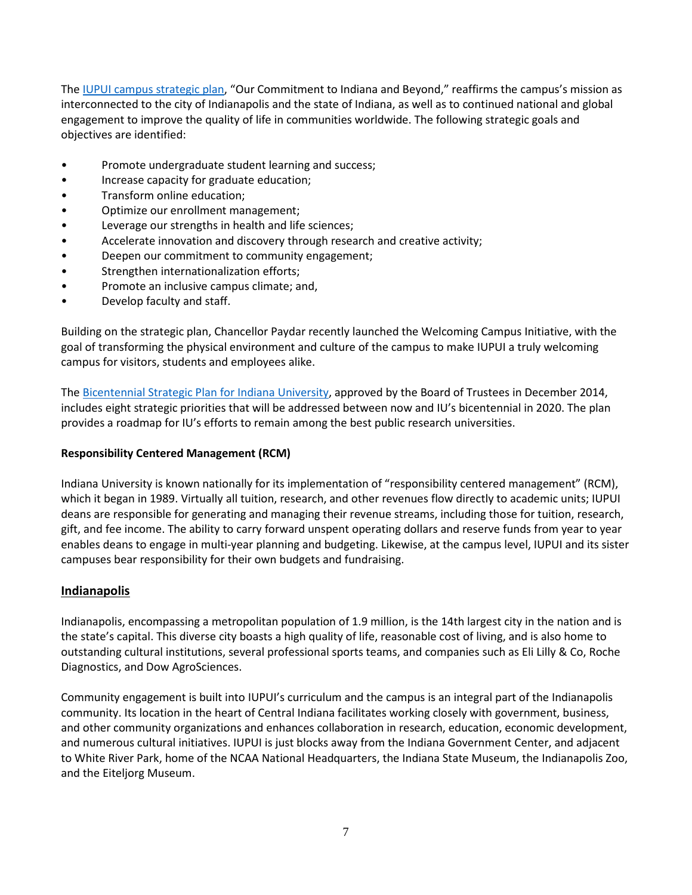The [IUPUI campus strategic plan](), "Our Commitment to Indiana and Beyond," reaffirms the campus's mission as interconnected to the city of Indianapolis and the state of Indiana, as well as to continued national and global engagement to improve the quality of life in communities worldwide. The following strategic goals and objectives are identified:

- Promote undergraduate student learning and success;
- Increase capacity for graduate education;
- Transform online education;
- Optimize our enrollment management;
- Leverage our strengths in health and life sciences;
- Accelerate innovation and discovery through research and creative activity;
- Deepen our commitment to community engagement;
- Strengthen internationalization efforts;
- Promote an inclusive campus climate; and,
- Develop faculty and staff.

Building on the strategic plan, Chancellor Paydar recently launched the Welcoming Campus Initiative, with the goal of transforming the physical environment and culture of the campus to make IUPUI a truly welcoming campus for visitors, students and employees alike.

The [Bicentennial Strategic Plan for Indiana University](), approved by the Board of Trustees in December 2014, includes eight strategic priorities that will be addressed between now and IU's bicentennial in 2020. The plan provides a roadmap for IU's efforts to remain among the best public research universities.

**Responsibility Centered Management (RCM)**

Indiana University is known nationally for its implementation of "responsibility centered management" (RCM), which it began in 1989. Virtually all tuition, research, and other revenues flow directly to academic units; IUPUI deans are responsible for generating and managing their revenue streams, including those for tuition, research, gift, and fee income. The ability to carry forward unspent operating dollars and reserve funds from year to year enables deans to engage in multi-year planning and budgeting. Likewise, at the campus level, IUPUI and its sister campuses bear responsibility for their own budgets and fundraising.

## Indianapolis

Indianapolis, encompassing a metropolitan population of 1.9 million, is the 14th largest city in the nation and is the state's capital. This diverse city boasts a high quality of life, reasonable cost of living, and is also home to outstanding cultural institutions, several professional sports teams, and companies such as Eli Lilly & Co, Roche Diagnostics, and Dow AgroSciences.

Community engagement is built into IUPUI's curriculum and the campus is an integral part of the Indianapolis community. Its location in the heart of Central Indiana facilitates working closely with government, business, and other community organizations and enhances collaboration in research, education, economic development, and numerous cultural initiatives. IUPUI is just blocks away from the Indiana Government Center, and adjacent to White River Park, home of the NCAA National Headquarters, the Indiana State Museum, the Indianapolis Zoo, and the Eiteljorg Museum.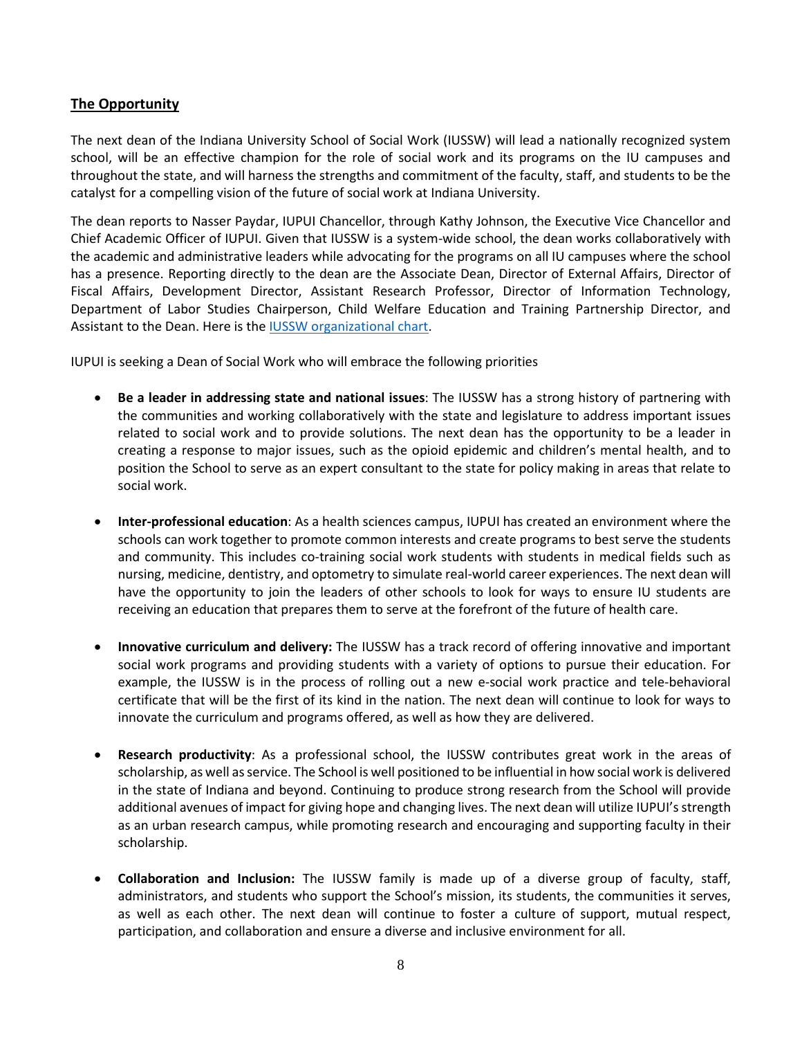## The Opportunity

The next dean of the Indiana University School of Social Work (IUSSW) will lead a nationally recognized system school, will be an effective champion for the role of social work and its programs on the IU campuses and throughout the state, and will harness the strengths and commitment of the faculty, staff, and students to be the catalyst for a compelling vision of the future of social work at Indiana University.

The dean reports to Nasser Paydar, IUPUI Chancellor, through Kathy Johnson, the Executive Vice Chancellor and Chief Academic Officer of IUPUI. Given that IUSSW is a system-wide school, the dean works collaboratively with the academic and administrative leaders while advocating for the programs on all IU campuses where the school has a presence. Reporting directly to the dean are the Associate Dean, Director of External Affairs, Director of Fiscal Affairs, Development Director, Assistant Research Professor, Director of Information Technology, Department of Labor Studies Chairperson, Child Welfare Education and Training Partnership Director, and Assistant to the Dean. Here is the IUSSW organizational chart.

IUPUI is seeking a Dean of Social Work who will embrace the following priorities

- **Be a leader in addressing state and national issues**: The IUSSW has a strong history of partnering with the communities and working collaboratively with the state and legislature to address important issues related to social work and to provide solutions. The next dean has the opportunity to be a leader in creating a response to major issues, such as the opioid epidemic and children's mental health, and to position the School to serve as an expert consultant to the state for policy making in areas that relate to social work.

- **Inter-professional education**: As a health sciences campus, IUPUI has created an environment where the schools can work together to promote common interests and create programs to best serve the students and community. This includes co-training social work students with students in medical fields such as nursing, medicine, dentistry, and optometry to simulate real-world career experiences. The next dean will have the opportunity to join the leaders of other schools to look for ways to ensure IU students are receiving an education that prepares them to serve at the forefront of the future of health care.

- **Innovative curriculum and delivery:** The IUSSW has a track record of offering innovative and important social work programs and providing students with a variety of options to pursue their education. For example, the IUSSW is in the process of rolling out a new e-social work practice and tele-behavioral certificate that will be the first of its kind in the nation. The next dean will continue to look for ways to innovate the curriculum and programs offered, as well as how they are delivered.

- **Research productivity**: As a professional school, the IUSSW contributes great work in the areas of scholarship, as well as service. The School is well positioned to be influential in how social work is delivered in the state of Indiana and beyond. Continuing to produce strong research from the School will provide additional avenues of impact for giving hope and changing lives. The next dean will utilize IUPUI's strength as an urban research campus, while promoting research and encouraging and supporting faculty in their scholarship.

- **Collaboration and Inclusion:** The IUSSW family is made up of a diverse group of faculty, staff, administrators, and students who support the School's mission, its students, the communities it serves, as well as each other. The next dean will continue to foster a culture of support, mutual respect, participation, and collaboration and ensure a diverse and inclusive environment for all.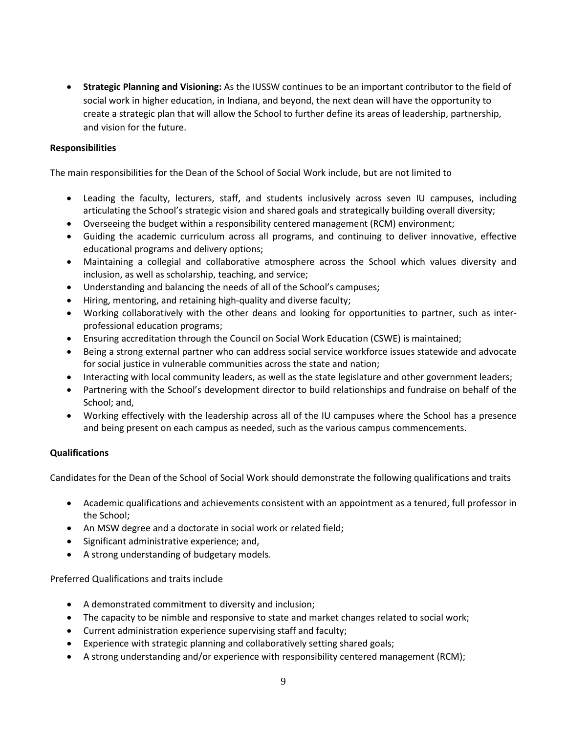- **Strategic Planning and Visioning:** As the IUSSW continues to be an important contributor to the field of social work in higher education, in Indiana, and beyond, the next dean will have the opportunity to create a strategic plan that will allow the School to further define its areas of leadership, partnership, and vision for the future.

**Responsibilities**

The main responsibilities for the Dean of the School of Social Work include, but are not limited to

- Leading the faculty, lecturers, staff, and students inclusively across seven IU campuses, including articulating the School's strategic vision and shared goals and strategically building overall diversity;
- Overseeing the budget within a responsibility centered management (RCM) environment;
- Guiding the academic curriculum across all programs, and continuing to deliver innovative, effective educational programs and delivery options;
- Maintaining a collegial and collaborative atmosphere across the School which values diversity and inclusion, as well as scholarship, teaching, and service;
- Understanding and balancing the needs of all of the School's campuses;
- Hiring, mentoring, and retaining high-quality and diverse faculty;
- Working collaboratively with the other deans and looking for opportunities to partner, such as inter-professional education programs;
- Ensuring accreditation through the Council on Social Work Education (CSWE) is maintained;
- Being a strong external partner who can address social service workforce issues statewide and advocate for social justice in vulnerable communities across the state and nation;
- Interacting with local community leaders, as well as the state legislature and other government leaders;
- Partnering with the School's development director to build relationships and fundraise on behalf of the School; and,
- Working effectively with the leadership across all of the IU campuses where the School has a presence and being present on each campus as needed, such as the various campus commencements.

**Qualifications**

Candidates for the Dean of the School of Social Work should demonstrate the following qualifications and traits

- Academic qualifications and achievements consistent with an appointment as a tenured, full professor in the School;
- An MSW degree and a doctorate in social work or related field;
- Significant administrative experience; and,
- A strong understanding of budgetary models.

Preferred Qualifications and traits include

- A demonstrated commitment to diversity and inclusion;
- The capacity to be nimble and responsive to state and market changes related to social work;
- Current administration experience supervising staff and faculty;
- Experience with strategic planning and collaboratively setting shared goals;
- A strong understanding and/or experience with responsibility centered management (RCM);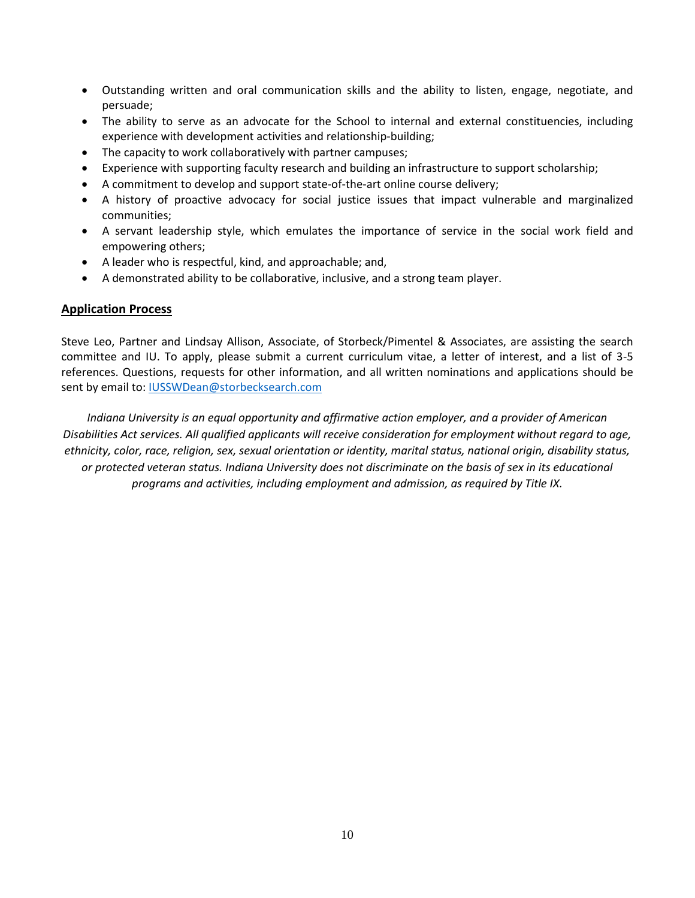- Outstanding written and oral communication skills and the ability to listen, engage, negotiate, and persuade;
- The ability to serve as an advocate for the School to internal and external constituencies, including experience with development activities and relationship-building;
- The capacity to work collaboratively with partner campuses;
- Experience with supporting faculty research and building an infrastructure to support scholarship;
- A commitment to develop and support state-of-the-art online course delivery;
- A history of proactive advocacy for social justice issues that impact vulnerable and marginalized communities;
- A servant leadership style, which emulates the importance of service in the social work field and empowering others;
- A leader who is respectful, kind, and approachable; and,
- A demonstrated ability to be collaborative, inclusive, and a strong team player.

## Application Process

Steve Leo, Partner and Lindsay Allison, Associate, of Storbeck/Pimentel & Associates, are assisting the search committee and IU. To apply, please submit a current curriculum vitae, a letter of interest, and a list of 3-5 references. Questions, requests for other information, and all written nominations and applications should be sent by email to: [IUSSWDean@storbecksearch.com](mailto:IUSSWDean@storbecksearch.com)

*Indiana University is an equal opportunity and affirmative action employer, and a provider of American Disabilities Act services. All qualified applicants will receive consideration for employment without regard to age, ethnicity, color, race, religion, sex, sexual orientation or identity, marital status, national origin, disability status, or protected veteran status. Indiana University does not discriminate on the basis of sex in its educational programs and activities, including employment and admission, as required by Title IX.*